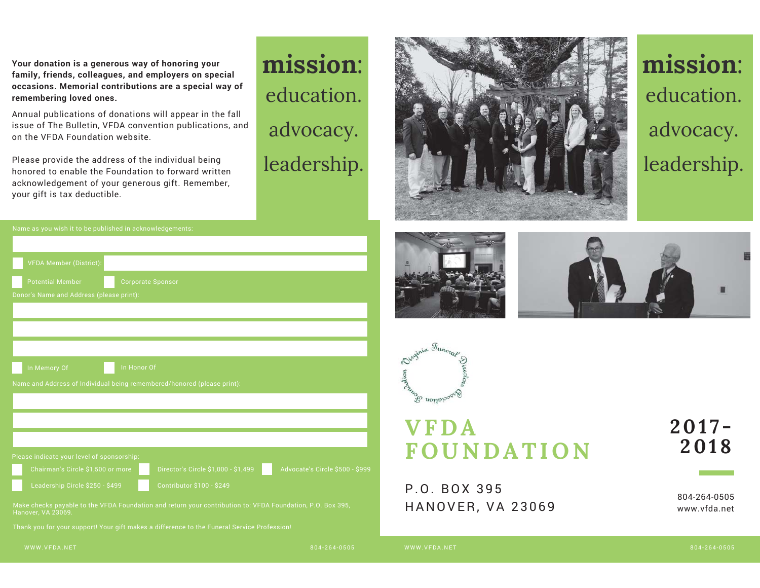**Your donation is a generous way of honoring your family, friends, colleagues, and employers on special occasions. Memorial contributions are a special way of remembering loved ones.**

Annual publications of donations will appear in the fall issue of The Bulletin, VFDA convention publications, and on the VFDA Foundation website.

Please provide the address of the individual being honored to enable the Foundation to forward written acknowledgement of your generous gift. Remember, your gift is tax deductible.

## mission:

education.

advocacy.

leadership.

Name as you wish it to be published in acknowledgements:

☐ VFDA Member (District):

☐ Potential Member ☐ Corporate Sponsor

Donor's Name and Address (please print):

☐ In Memory Of ☐ In Honor Of

Name and Address of Individual being remembered/honored (please print):

Please indicate your level of sponsorship:

☐ Chairman's Circle $1,500 or more ☐ Director's Circle $1,000 - $1,499 ☐ Advocate's Circle $500 - $999

☐ Leadership Circle $250 - $499 ☐ Contributor $100 - $249

Make checks payable to the VFDA Foundation and return your contribution to: VFDA Foundation, P.O. Box 395, Hanover, VA 23069.

Thank you for your support! Your gift makes a difference to the Funeral Service Profession!

WWW.VFDA.NET 804-264-0505

## mission:

education.

advocacy.

leadership.

Virginia Funeral Directors Association Foundation

# VFDA FOUNDATION

## 2017-2018

P.O. BOX 395
HANOVER, VA 23069

804-264-0505
www.vfda.net

WWW.VFDA.NET 804-264-0505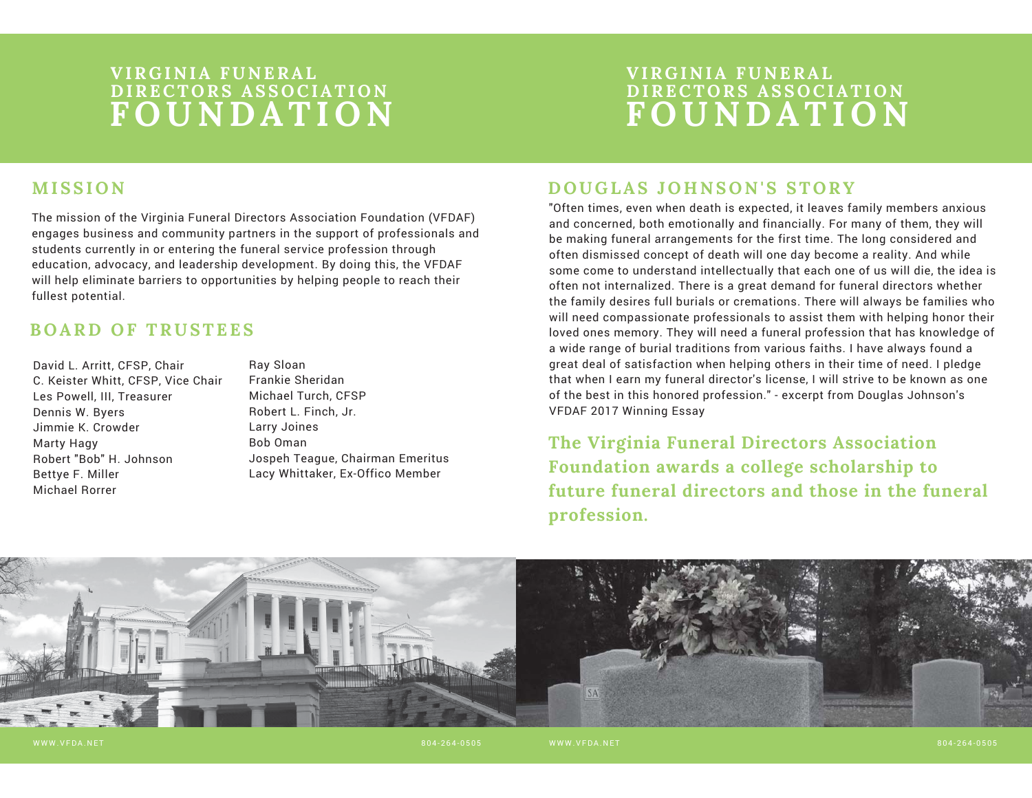# VIRGINIA FUNERAL DIRECTORS ASSOCIATION FOUNDATION

## MISSION

The mission of the Virginia Funeral Directors Association Foundation (VFDAF) engages business and community partners in the support of professionals and students currently in or entering the funeral service profession through education, advocacy, and leadership development. By doing this, the VFDAF will help eliminate barriers to opportunities by helping people to reach their fullest potential.

## BOARD OF TRUSTEES

David L. Arritt, CFSP, Chair
C. Keister Whitt, CFSP, Vice Chair
Les Powell, III, Treasurer
Dennis W. Byers
Jimmie K. Crowder
Marty Hagy
Robert "Bob" H. Johnson
Bettye F. Miller
Michael Rorrer
Ray Sloan
Frankie Sheridan
Michael Turch, CFSP
Robert L. Finch, Jr.
Larry Joines
Bob Oman
Jospeh Teague, Chairman Emeritus
Lacy Whittaker, Ex-Offico Member

# VIRGINIA FUNERAL DIRECTORS ASSOCIATION FOUNDATION

## DOUGLAS JOHNSON'S STORY

"Often times, even when death is expected, it leaves family members anxious and concerned, both emotionally and financially. For many of them, they will be making funeral arrangements for the first time. The long considered and often dismissed concept of death will one day become a reality. And while some come to understand intellectually that each one of us will die, the idea is often not internalized. There is a great demand for funeral directors whether the family desires full burials or cremations. There will always be families who will need compassionate professionals to assist them with helping honor their loved ones memory. They will need a funeral profession that has knowledge of a wide range of burial traditions from various faiths. I have always found a great deal of satisfaction when helping others in their time of need. I pledge that when I earn my funeral director's license, I will strive to be known as one of the best in this honored profession." - excerpt from Douglas Johnson's VFDAF 2017 Winning Essay

**The Virginia Funeral Directors Association Foundation awards a college scholarship to future funeral directors and those in the funeral profession.**

WWW.VFDA.NET 804-264-0505